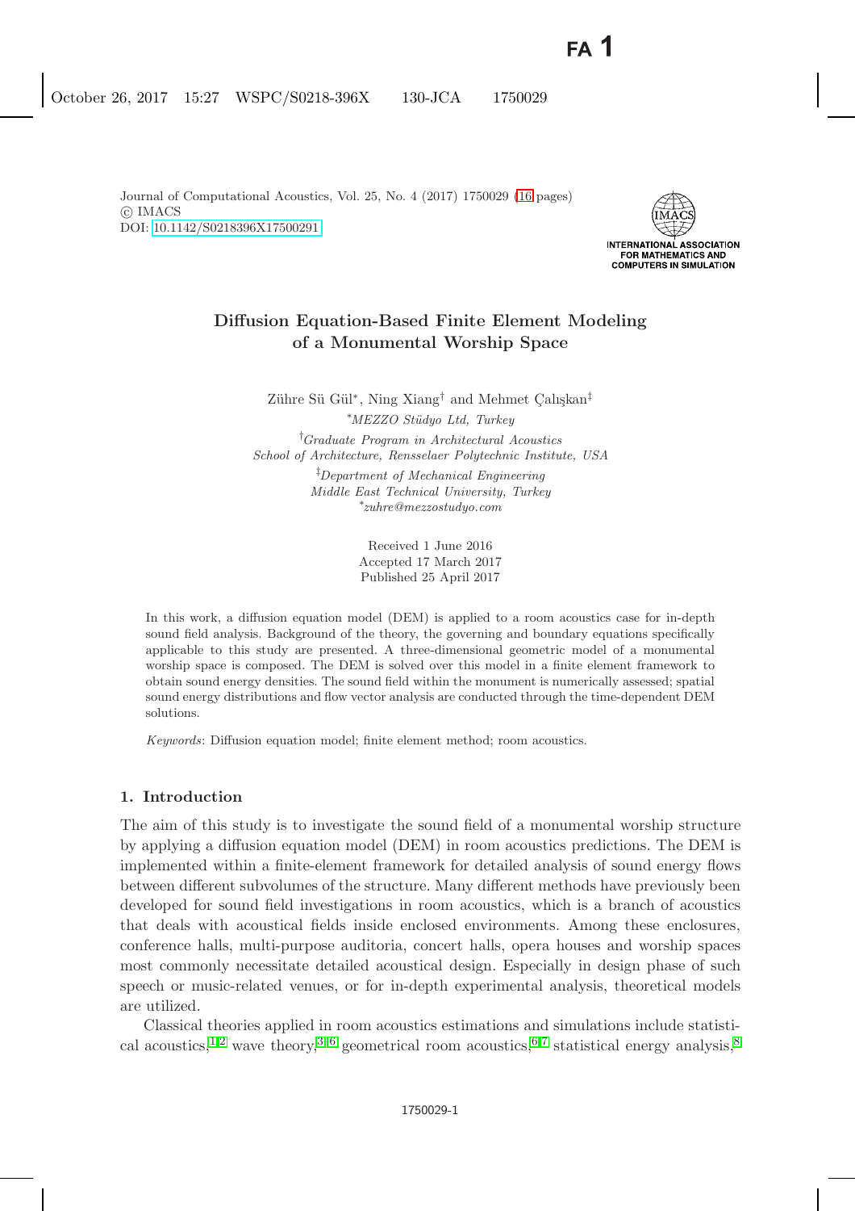Journal of Computational Acoustics, Vol. 25, No. 4 (2017) 1750029 (16 pages)
© IMACS
DOI: 10.1142/S0218396X17500291

# Diffusion Equation-Based Finite Element Modeling of a Monumental Worship Space

Zühre Sü Gül[*], Ning Xiang[†] and Mehmet Çalışkan[‡]

[*]*MEZZO Stüdyo Ltd, Turkey*

[†]*Graduate Program in Architectural Acoustics*
*School of Architecture, Rensselaer Polytechnic Institute, USA*

[‡]*Department of Mechanical Engineering*
*Middle East Technical University, Turkey*
[*]*zuhre@mezzostudyo.com*

Received 1 June 2016
Accepted 17 March 2017
Published 25 April 2017

In this work, a diffusion equation model (DEM) is applied to a room acoustics case for in-depth sound field analysis. Background of the theory, the governing and boundary equations specifically applicable to this study are presented. A three-dimensional geometric model of a monumental worship space is composed. The DEM is solved over this model in a finite element framework to obtain sound energy densities. The sound field within the monument is numerically assessed; spatial sound energy distributions and flow vector analysis are conducted through the time-dependent DEM solutions.

*Keywords*: Diffusion equation model; finite element method; room acoustics.

## 1. Introduction

The aim of this study is to investigate the sound field of a monumental worship structure by applying a diffusion equation model (DEM) in room acoustics predictions. The DEM is implemented within a finite-element framework for detailed analysis of sound energy flows between different subvolumes of the structure. Many different methods have previously been developed for sound field investigations in room acoustics, which is a branch of acoustics that deals with acoustical fields inside enclosed environments. Among these enclosures, conference halls, multi-purpose auditoria, concert halls, opera houses and worship spaces most commonly necessitate detailed acoustical design. Especially in design phase of such speech or music-related venues, or for in-depth experimental analysis, theoretical models are utilized.

Classical theories applied in room acoustics estimations and simulations include statistical acoustics,[1,2] wave theory,[3–6] geometrical room acoustics,[6,7] statistical energy analysis,[8]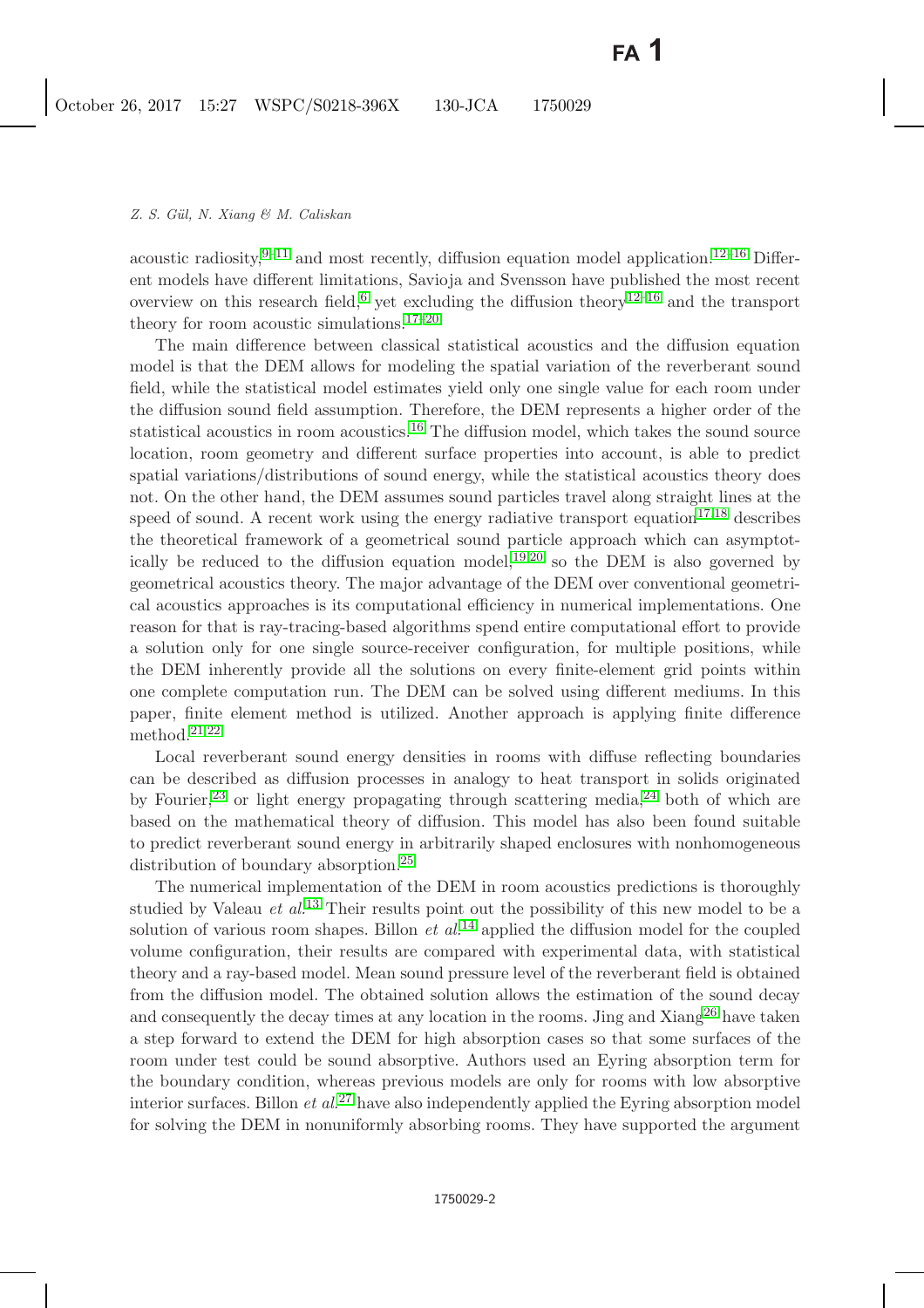acoustic radiosity,[9–11] and most recently, diffusion equation model application.[12–16] Different models have different limitations, Savioja and Svensson have published the most recent overview on this research field,[6] yet excluding the diffusion theory[12–16] and the transport theory for room acoustic simulations.[17–20]

The main difference between classical statistical acoustics and the diffusion equation model is that the DEM allows for modeling the spatial variation of the reverberant sound field, while the statistical model estimates yield only one single value for each room under the diffusion sound field assumption. Therefore, the DEM represents a higher order of the statistical acoustics in room acoustics.[16] The diffusion model, which takes the sound source location, room geometry and different surface properties into account, is able to predict spatial variations/distributions of sound energy, while the statistical acoustics theory does not. On the other hand, the DEM assumes sound particles travel along straight lines at the speed of sound. A recent work using the energy radiative transport equation[17,18] describes the theoretical framework of a geometrical sound particle approach which can asymptotically be reduced to the diffusion equation model,[19,20] so the DEM is also governed by geometrical acoustics theory. The major advantage of the DEM over conventional geometrical acoustics approaches is its computational efficiency in numerical implementations. One reason for that is ray-tracing-based algorithms spend entire computational effort to provide a solution only for one single source-receiver configuration, for multiple positions, while the DEM inherently provide all the solutions on every finite-element grid points within one complete computation run. The DEM can be solved using different mediums. In this paper, finite element method is utilized. Another approach is applying finite difference method.[21,22]

Local reverberant sound energy densities in rooms with diffuse reflecting boundaries can be described as diffusion processes in analogy to heat transport in solids originated by Fourier,[23] or light energy propagating through scattering media,[24] both of which are based on the mathematical theory of diffusion. This model has also been found suitable to predict reverberant sound energy in arbitrarily shaped enclosures with nonhomogeneous distribution of boundary absorption.[25]

The numerical implementation of the DEM in room acoustics predictions is thoroughly studied by Valeau *et al.*[13] Their results point out the possibility of this new model to be a solution of various room shapes. Billon *et al.*[14] applied the diffusion model for the coupled volume configuration, their results are compared with experimental data, with statistical theory and a ray-based model. Mean sound pressure level of the reverberant field is obtained from the diffusion model. The obtained solution allows the estimation of the sound decay and consequently the decay times at any location in the rooms. Jing and Xiang[26] have taken a step forward to extend the DEM for high absorption cases so that some surfaces of the room under test could be sound absorptive. Authors used an Eyring absorption term for the boundary condition, whereas previous models are only for rooms with low absorptive interior surfaces. Billon *et al.*[27] have also independently applied the Eyring absorption model for solving the DEM in nonuniformly absorbing rooms. They have supported the argument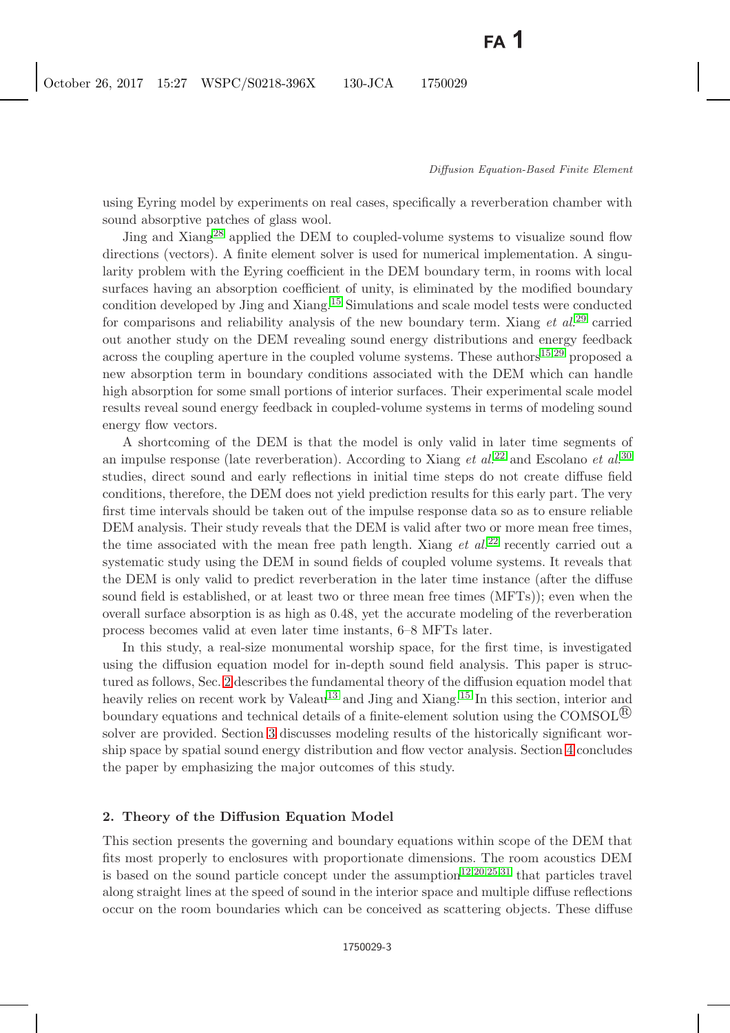using Eyring model by experiments on real cases, specifically a reverberation chamber with sound absorptive patches of glass wool.

Jing and Xiang[28] applied the DEM to coupled-volume systems to visualize sound flow directions (vectors). A finite element solver is used for numerical implementation. A singularity problem with the Eyring coefficient in the DEM boundary term, in rooms with local surfaces having an absorption coefficient of unity, is eliminated by the modified boundary condition developed by Jing and Xiang.[15] Simulations and scale model tests were conducted for comparisons and reliability analysis of the new boundary term. Xiang *et al.*[29] carried out another study on the DEM revealing sound energy distributions and energy feedback across the coupling aperture in the coupled volume systems. These authors[15,29] proposed a new absorption term in boundary conditions associated with the DEM which can handle high absorption for some small portions of interior surfaces. Their experimental scale model results reveal sound energy feedback in coupled-volume systems in terms of modeling sound energy flow vectors.

A shortcoming of the DEM is that the model is only valid in later time segments of an impulse response (late reverberation). According to Xiang *et al.*[22] and Escolano *et al.*[30] studies, direct sound and early reflections in initial time steps do not create diffuse field conditions, therefore, the DEM does not yield prediction results for this early part. The very first time intervals should be taken out of the impulse response data so as to ensure reliable DEM analysis. Their study reveals that the DEM is valid after two or more mean free times, the time associated with the mean free path length. Xiang *et al.*[22] recently carried out a systematic study using the DEM in sound fields of coupled volume systems. It reveals that the DEM is only valid to predict reverberation in the later time instance (after the diffuse sound field is established, or at least two or three mean free times (MFTs)); even when the overall surface absorption is as high as 0.48, yet the accurate modeling of the reverberation process becomes valid at even later time instants, 6–8 MFTs later.

In this study, a real-size monumental worship space, for the first time, is investigated using the diffusion equation model for in-depth sound field analysis. This paper is structured as follows, Sec. 2 describes the fundamental theory of the diffusion equation model that heavily relies on recent work by Valeau[13] and Jing and Xiang.[15] In this section, interior and boundary equations and technical details of a finite-element solution using the COMSOL® solver are provided. Section 3 discusses modeling results of the historically significant worship space by spatial sound energy distribution and flow vector analysis. Section 4 concludes the paper by emphasizing the major outcomes of this study.

## 2. Theory of the Diffusion Equation Model

This section presents the governing and boundary equations within scope of the DEM that fits most properly to enclosures with proportionate dimensions. The room acoustics DEM is based on the sound particle concept under the assumption[12,20,25,31] that particles travel along straight lines at the speed of sound in the interior space and multiple diffuse reflections occur on the room boundaries which can be conceived as scattering objects. These diffuse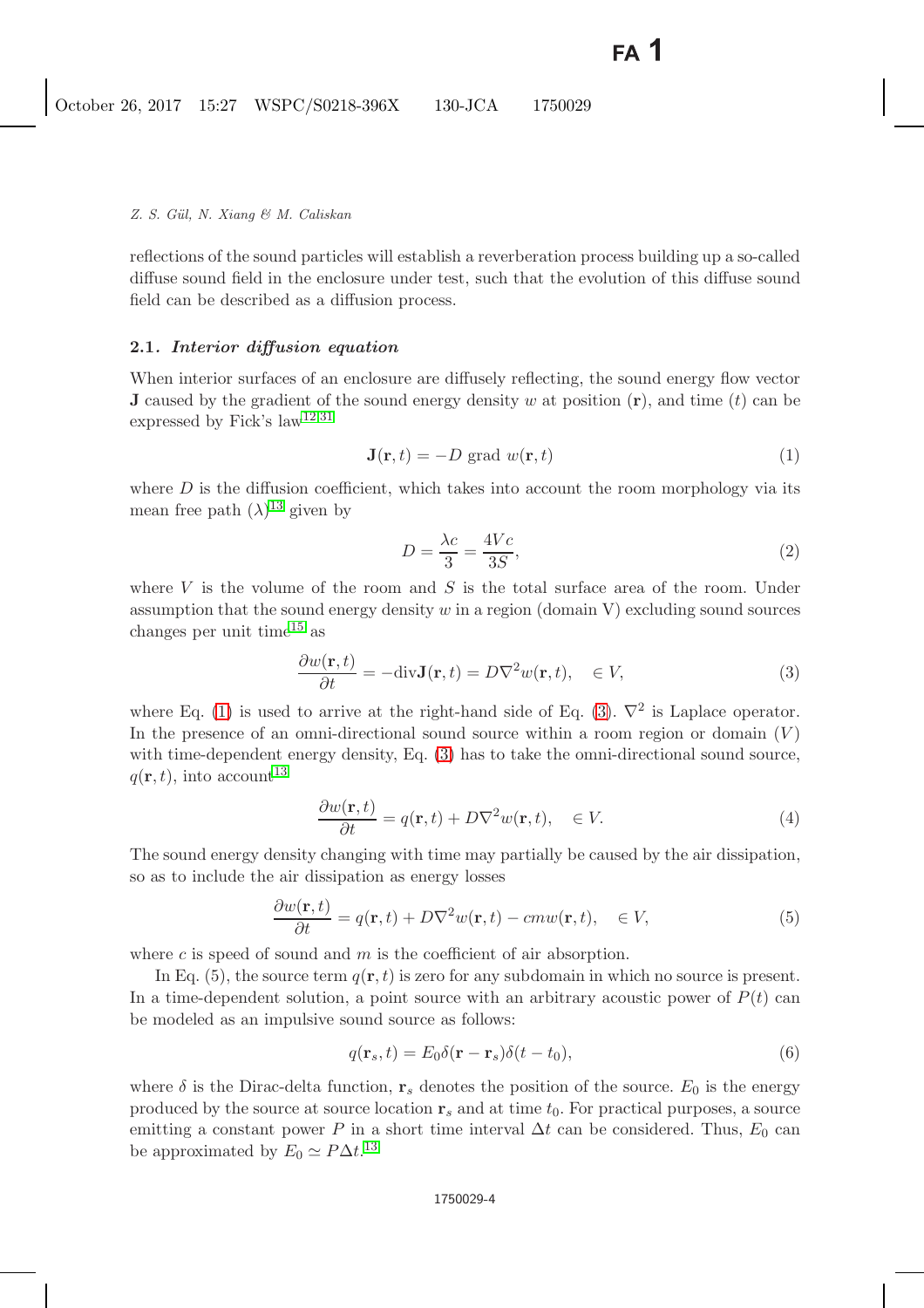reflections of the sound particles will establish a reverberation process building up a so-called diffuse sound field in the enclosure under test, such that the evolution of this diffuse sound field can be described as a diffusion process.

### 2.1. *Interior diffusion equation*

When interior surfaces of an enclosure are diffusely reflecting, the sound energy flow vector $\mathbf{J}$ caused by the gradient of the sound energy density $w$ at position ($\mathbf{r}$), and time ($t$) can be expressed by Fick's law[12,31]

$$\mathbf{J}(\mathbf{r}, t) = -D \text{ grad } w(\mathbf{r}, t) \tag{1}$$

where $D$ is the diffusion coefficient, which takes into account the room morphology via its mean free path ($\lambda$)[13] given by

$$D = \frac{\lambda c}{3} = \frac{4Vc}{3S}, \tag{2}$$

where $V$ is the volume of the room and $S$ is the total surface area of the room. Under assumption that the sound energy density $w$ in a region (domain V) excluding sound sources changes per unit time[15] as

$$\frac{\partial w(\mathbf{r}, t)}{\partial t} = -\text{div}\mathbf{J}(\mathbf{r}, t) = D\nabla^2 w(\mathbf{r}, t), \quad \in V, \tag{3}$$

where Eq. (1) is used to arrive at the right-hand side of Eq. (3). $\nabla^2$ is Laplace operator. In the presence of an omni-directional sound source within a room region or domain ($V$) with time-dependent energy density, Eq. (3) has to take the omni-directional sound source, $q(\mathbf{r}, t)$, into account[13]

$$\frac{\partial w(\mathbf{r}, t)}{\partial t} = q(\mathbf{r}, t) + D\nabla^2 w(\mathbf{r}, t), \quad \in V. \tag{4}$$

The sound energy density changing with time may partially be caused by the air dissipation, so as to include the air dissipation as energy losses

$$\frac{\partial w(\mathbf{r}, t)}{\partial t} = q(\mathbf{r}, t) + D\nabla^2 w(\mathbf{r}, t) - cmw(\mathbf{r}, t), \quad \in V, \tag{5}$$

where $c$ is speed of sound and $m$ is the coefficient of air absorption.

In Eq. (5), the source term $q(\mathbf{r}, t)$ is zero for any subdomain in which no source is present. In a time-dependent solution, a point source with an arbitrary acoustic power of $P(t)$ can be modeled as an impulsive sound source as follows:

$$q(\mathbf{r}_s, t) = E_0 \delta(\mathbf{r} - \mathbf{r}_s)\delta(t - t_0), \tag{6}$$

where $\delta$ is the Dirac-delta function, $\mathbf{r}_s$ denotes the position of the source. $E_0$ is the energy produced by the source at source location $\mathbf{r}_s$ and at time $t_0$. For practical purposes, a source emitting a constant power $P$ in a short time interval $\Delta t$ can be considered. Thus, $E_0$ can be approximated by $E_0 \simeq P\Delta t$.[13]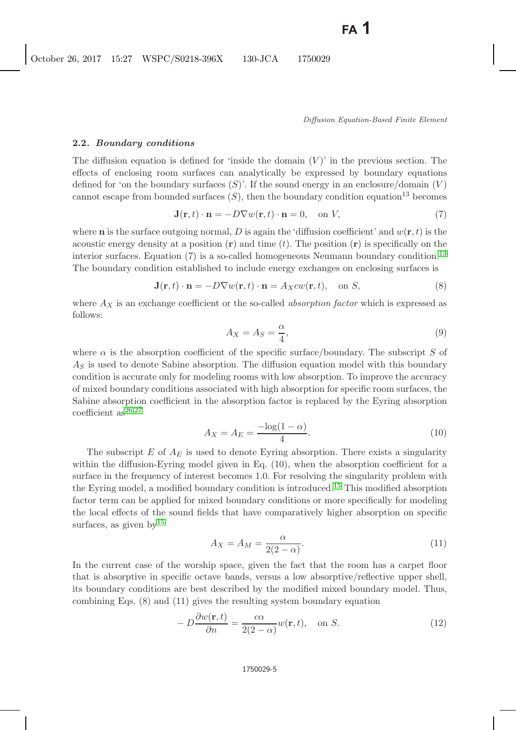### 2.2. *Boundary conditions*

The diffusion equation is defined for 'inside the domain $(V)$' in the previous section. The effects of enclosing room surfaces can analytically be expressed by boundary equations defined for 'on the boundary surfaces $(S)$'. If the sound energy in an enclosure/domain $(V)$ cannot escape from bounded surfaces $(S)$, then the boundary condition equation[13] becomes

$$\mathbf{J}(\mathbf{r},t)\cdot\mathbf{n} = -D\nabla w(\mathbf{r},t)\cdot\mathbf{n} = 0, \quad \text{on } V, \tag{7}$$

where $\mathbf{n}$ is the surface outgoing normal, $D$ is again the 'diffusion coefficient' and $w(\mathbf{r},t)$ is the acoustic energy density at a position $(\mathbf{r})$ and time $(t)$. The position $(\mathbf{r})$ is specifically on the interior surfaces. Equation (7) is a so-called homogeneous Neumann boundary condition.[13] The boundary condition established to include energy exchanges on enclosing surfaces is

$$\mathbf{J}(\mathbf{r},t)\cdot\mathbf{n} = -D\nabla w(\mathbf{r},t)\cdot\mathbf{n} = A_X c w(\mathbf{r},t), \quad \text{on } S, \tag{8}$$

where $A_X$ is an exchange coefficient or the so-called *absorption factor* which is expressed as follows:

$$A_X = A_S = \frac{\alpha}{4}, \tag{9}$$

where $\alpha$ is the absorption coefficient of the specific surface/boundary. The subscript $S$ of $A_S$ is used to denote Sabine absorption. The diffusion equation model with this boundary condition is accurate only for modeling rooms with low absorption. To improve the accuracy of mixed boundary conditions associated with high absorption for specific room surfaces, the Sabine absorption coefficient in the absorption factor is replaced by the Eyring absorption coefficient as[26,27]

$$A_X = A_E = \frac{-\log(1-\alpha)}{4}. \tag{10}$$

The subscript $E$ of $A_E$ is used to denote Eyring absorption. There exists a singularity within the diffusion-Eyring model given in Eq. (10), when the absorption coefficient for a surface in the frequency of interest becomes 1.0. For resolving the singularity problem with the Eyring model, a modified boundary condition is introduced.[15] This modified absorption factor term can be applied for mixed boundary conditions or more specifically for modeling the local effects of the sound fields that have comparatively higher absorption on specific surfaces, as given by[15]

$$A_X = A_M = \frac{\alpha}{2(2-\alpha)}. \tag{11}$$

In the current case of the worship space, given the fact that the room has a carpet floor that is absorptive in specific octave bands, versus a low absorptive/reflective upper shell, its boundary conditions are best described by the modified mixed boundary model. Thus, combining Eqs. (8) and (11) gives the resulting system boundary equation

$$-D\frac{\partial w(\mathbf{r},t)}{\partial n} = \frac{c\alpha}{2(2-\alpha)} w(\mathbf{r},t), \quad \text{on } S. \tag{12}$$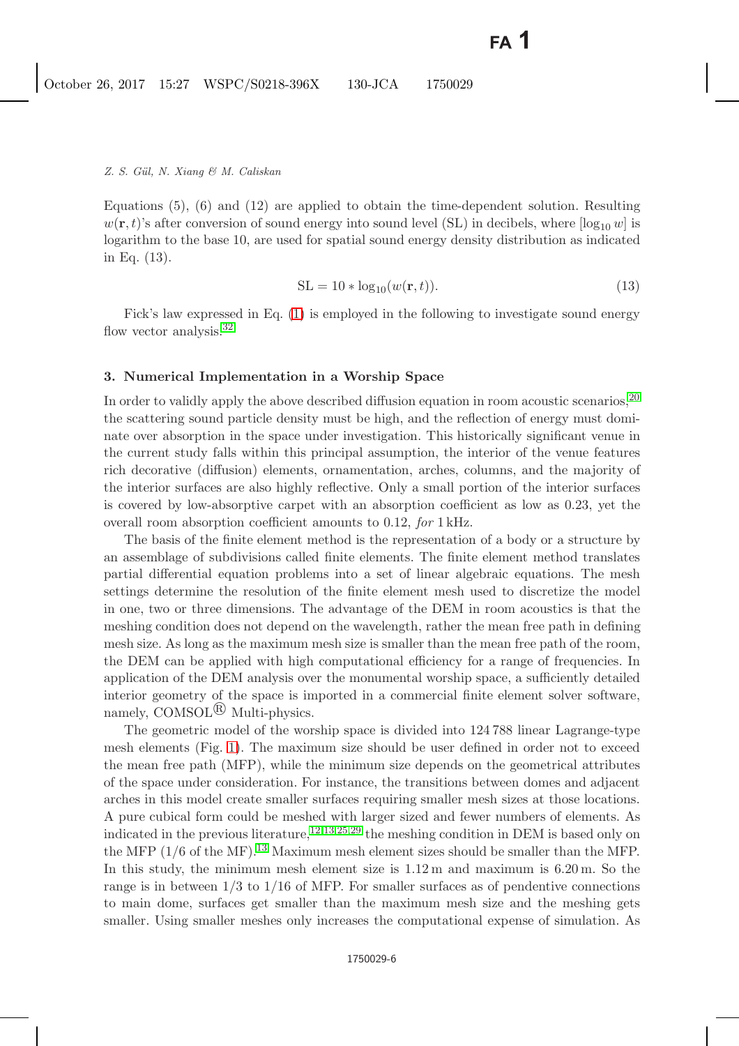Equations (5), (6) and (12) are applied to obtain the time-dependent solution. Resulting $w(\mathbf{r}, t)$'s after conversion of sound energy into sound level (SL) in decibels, where $[\log_{10} w]$ is logarithm to the base 10, are used for spatial sound energy density distribution as indicated in Eq. (13).

$$\mathrm{SL} = 10 * \log_{10}(w(\mathbf{r}, t)). \tag{13}$$

Fick's law expressed in Eq. (1) is employed in the following to investigate sound energy flow vector analysis.[32]

## 3. Numerical Implementation in a Worship Space

In order to validly apply the above described diffusion equation in room acoustic scenarios,[20] the scattering sound particle density must be high, and the reflection of energy must dominate over absorption in the space under investigation. This historically significant venue in the current study falls within this principal assumption, the interior of the venue features rich decorative (diffusion) elements, ornamentation, arches, columns, and the majority of the interior surfaces are also highly reflective. Only a small portion of the interior surfaces is covered by low-absorptive carpet with an absorption coefficient as low as 0.23, yet the overall room absorption coefficient amounts to 0.12, *for* 1 kHz.

The basis of the finite element method is the representation of a body or a structure by an assemblage of subdivisions called finite elements. The finite element method translates partial differential equation problems into a set of linear algebraic equations. The mesh settings determine the resolution of the finite element mesh used to discretize the model in one, two or three dimensions. The advantage of the DEM in room acoustics is that the meshing condition does not depend on the wavelength, rather the mean free path in defining mesh size. As long as the maximum mesh size is smaller than the mean free path of the room, the DEM can be applied with high computational efficiency for a range of frequencies. In application of the DEM analysis over the monumental worship space, a sufficiently detailed interior geometry of the space is imported in a commercial finite element solver software, namely, COMSOL® Multi-physics.

The geometric model of the worship space is divided into 124 788 linear Lagrange-type mesh elements (Fig. 1). The maximum size should be user defined in order not to exceed the mean free path (MFP), while the minimum size depends on the geometrical attributes of the space under consideration. For instance, the transitions between domes and adjacent arches in this model create smaller surfaces requiring smaller mesh sizes at those locations. A pure cubical form could be meshed with larger sized and fewer numbers of elements. As indicated in the previous literature,[12,13,25,29] the meshing condition in DEM is based only on the MFP (1/6 of the MF).[13] Maximum mesh element sizes should be smaller than the MFP. In this study, the minimum mesh element size is 1.12 m and maximum is 6.20 m. So the range is in between 1/3 to 1/16 of MFP. For smaller surfaces as of pendentive connections to main dome, surfaces get smaller than the maximum mesh size and the meshing gets smaller. Using smaller meshes only increases the computational expense of simulation. As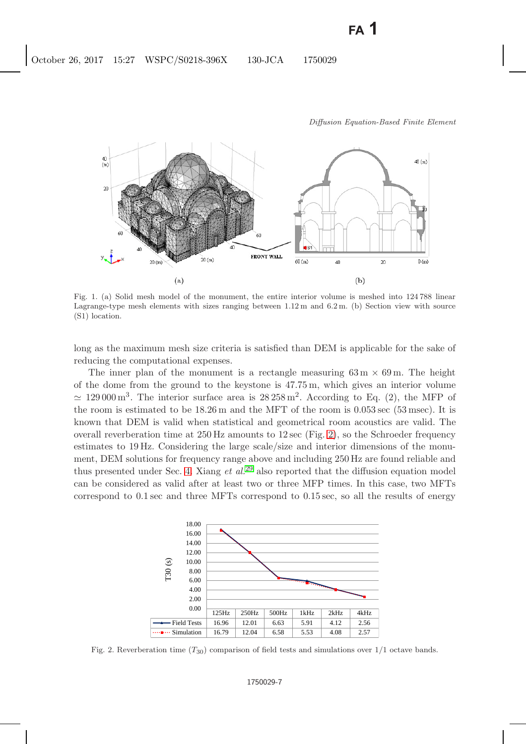Fig. 1. (a) Solid mesh model of the monument, the entire interior volume is meshed into 124 788 linear Lagrange-type mesh elements with sizes ranging between 1.12 m and 6.2 m. (b) Section view with source (S1) location.

long as the maximum mesh size criteria is satisfied than DEM is applicable for the sake of reducing the computational expenses.

The inner plan of the monument is a rectangle measuring 63 m × 69 m. The height of the dome from the ground to the keystone is 47.75 m, which gives an interior volume $\simeq$ 129 000 m$^3$. The interior surface area is 28 258 m$^2$. According to Eq. (2), the MFP of the room is estimated to be 18.26 m and the MFT of the room is 0.053 sec (53 msec). It is known that DEM is valid when statistical and geometrical room acoustics are valid. The overall reverberation time at 250 Hz amounts to 12 sec (Fig. 2), so the Schroeder frequency estimates to 19 Hz. Considering the large scale/size and interior dimensions of the monument, DEM solutions for frequency range above and including 250 Hz are found reliable and thus presented under Sec. 4. Xiang *et al.*[29] also reported that the diffusion equation model can be considered as valid after at least two or three MFP times. In this case, two MFTs correspond to 0.1 sec and three MFTs correspond to 0.15 sec, so all the results of energy

| | 125Hz | 250Hz | 500Hz | 1kHz | 2kHz | 4kHz |
|---|---|---|---|---|---|---|
| Field Tests | 16.96 | 12.01 | 6.63 | 5.91 | 4.12 | 2.56 |
| Simulation | 16.79 | 12.04 | 6.58 | 5.53 | 4.08 | 2.57 |

Fig. 2. Reverberation time ($T_{30}$) comparison of field tests and simulations over 1/1 octave bands.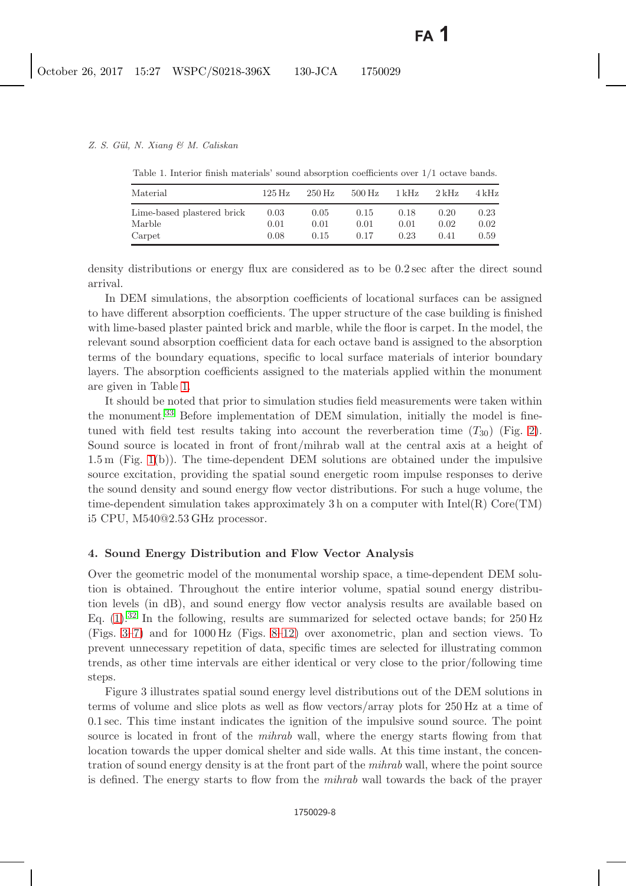Table 1. Interior finish materials' sound absorption coefficients over 1/1 octave bands.

| Material | 125 Hz | 250 Hz | 500 Hz | 1 kHz | 2 kHz | 4 kHz |
|---|---|---|---|---|---|---|
| Lime-based plastered brick | 0.03 | 0.05 | 0.15 | 0.18 | 0.20 | 0.23 |
| Marble | 0.01 | 0.01 | 0.01 | 0.01 | 0.02 | 0.02 |
| Carpet | 0.08 | 0.15 | 0.17 | 0.23 | 0.41 | 0.59 |

density distributions or energy flux are considered as to be 0.2 sec after the direct sound arrival.

In DEM simulations, the absorption coefficients of locational surfaces can be assigned to have different absorption coefficients. The upper structure of the case building is finished with lime-based plaster painted brick and marble, while the floor is carpet. In the model, the relevant sound absorption coefficient data for each octave band is assigned to the absorption terms of the boundary equations, specific to local surface materials of interior boundary layers. The absorption coefficients assigned to the materials applied within the monument are given in Table 1.

It should be noted that prior to simulation studies field measurements were taken within the monument.[33] Before implementation of DEM simulation, initially the model is fine-tuned with field test results taking into account the reverberation time ($T_{30}$) (Fig. 2). Sound source is located in front of front/mihrab wall at the central axis at a height of 1.5 m (Fig. 1(b)). The time-dependent DEM solutions are obtained under the impulsive source excitation, providing the spatial sound energetic room impulse responses to derive the sound density and sound energy flow vector distributions. For such a huge volume, the time-dependent simulation takes approximately 3 h on a computer with Intel(R) Core(TM) i5 CPU, M540@2.53 GHz processor.

## 4. Sound Energy Distribution and Flow Vector Analysis

Over the geometric model of the monumental worship space, a time-dependent DEM solution is obtained. Throughout the entire interior volume, spatial sound energy distribution levels (in dB), and sound energy flow vector analysis results are available based on Eq. (1).[32] In the following, results are summarized for selected octave bands; for 250 Hz (Figs. 3–7) and for 1000 Hz (Figs. 8–12) over axonometric, plan and section views. To prevent unnecessary repetition of data, specific times are selected for illustrating common trends, as other time intervals are either identical or very close to the prior/following time steps.

Figure 3 illustrates spatial sound energy level distributions out of the DEM solutions in terms of volume and slice plots as well as flow vectors/array plots for 250 Hz at a time of 0.1 sec. This time instant indicates the ignition of the impulsive sound source. The point source is located in front of the *mihrab* wall, where the energy starts flowing from that location towards the upper domical shelter and side walls. At this time instant, the concentration of sound energy density is at the front part of the *mihrab* wall, where the point source is defined. The energy starts to flow from the *mihrab* wall towards the back of the prayer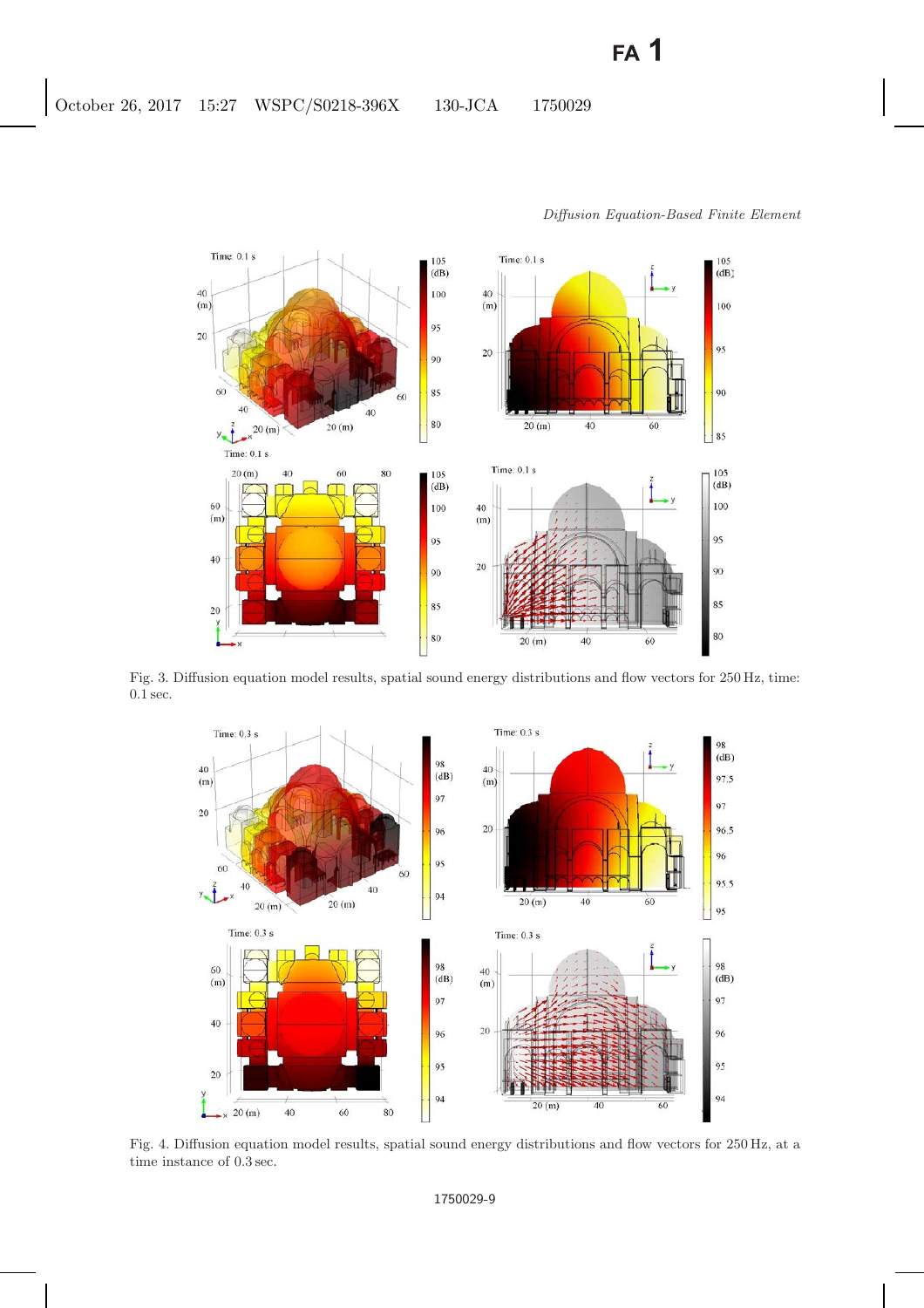Fig. 3. Diffusion equation model results, spatial sound energy distributions and flow vectors for 250 Hz, time: 0.1 sec.

Fig. 4. Diffusion equation model results, spatial sound energy distributions and flow vectors for 250 Hz, at a time instance of 0.3 sec.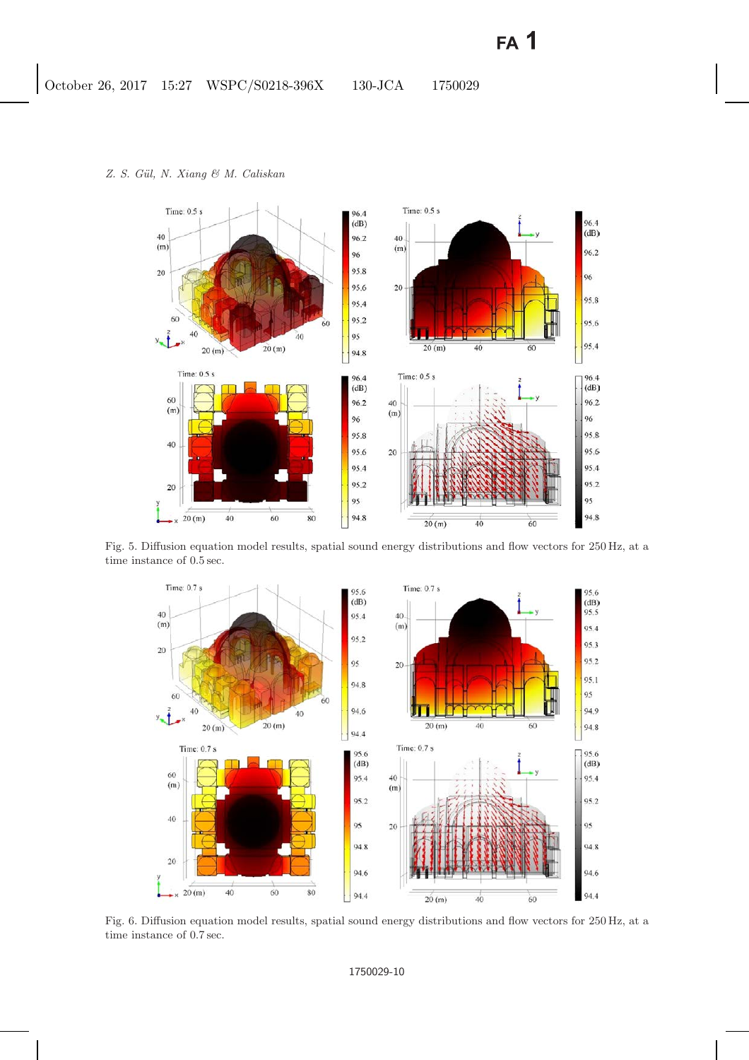Fig. 5. Diffusion equation model results, spatial sound energy distributions and flow vectors for 250 Hz, at a time instance of 0.5 sec.

Fig. 6. Diffusion equation model results, spatial sound energy distributions and flow vectors for 250 Hz, at a time instance of 0.7 sec.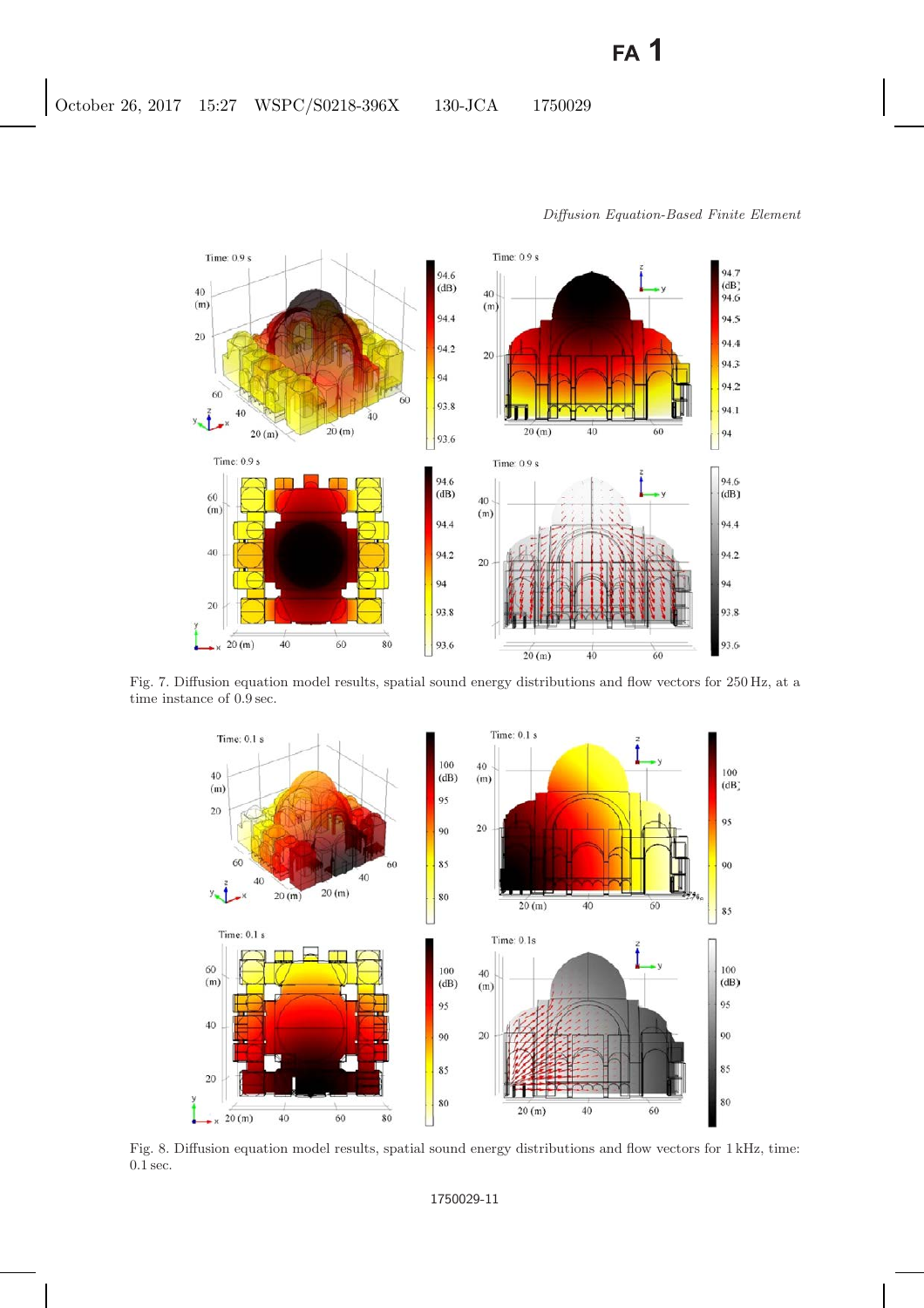Fig. 7. Diffusion equation model results, spatial sound energy distributions and flow vectors for 250 Hz, at a time instance of 0.9 sec.

Fig. 8. Diffusion equation model results, spatial sound energy distributions and flow vectors for 1 kHz, time: 0.1 sec.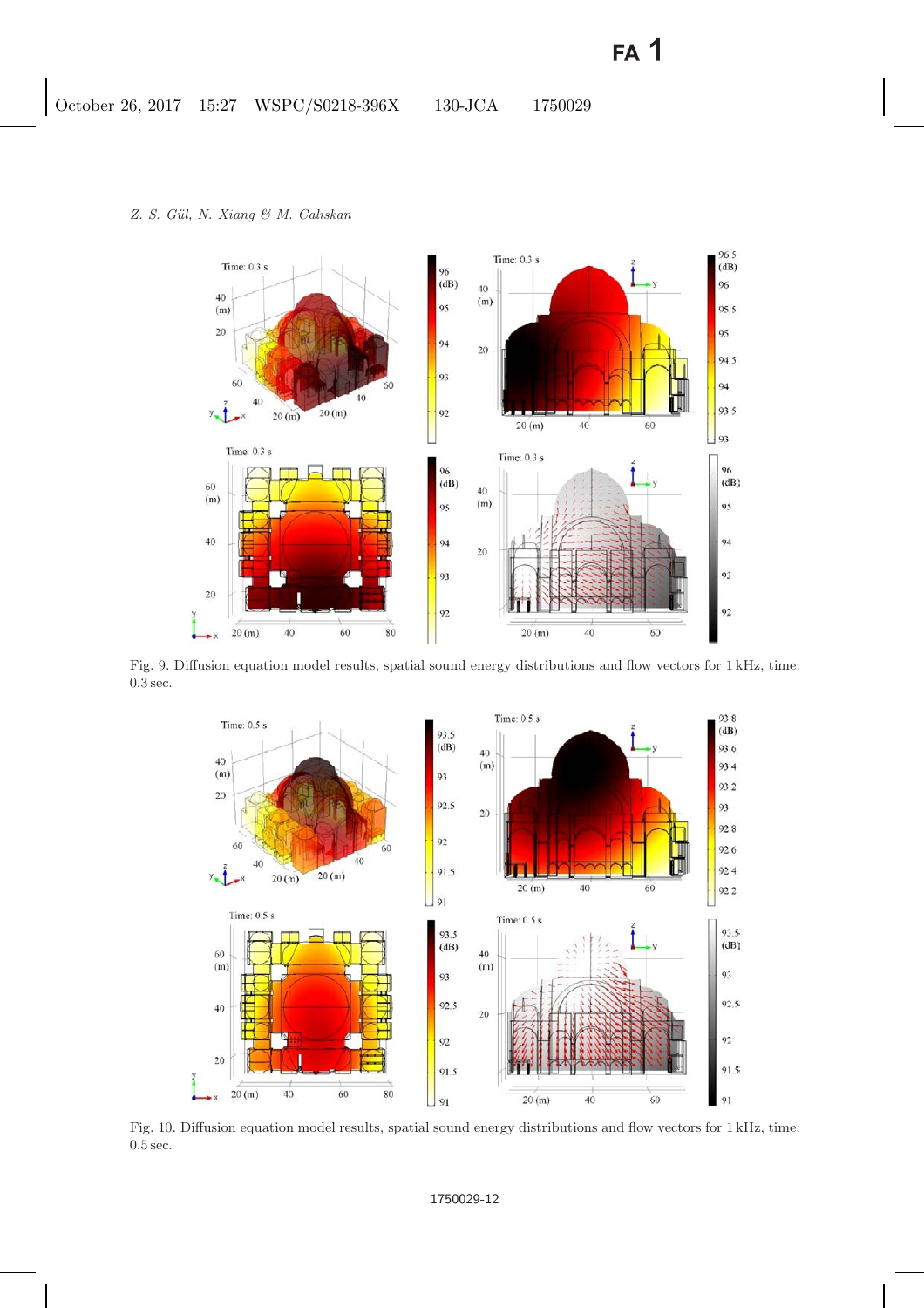Fig. 9. Diffusion equation model results, spatial sound energy distributions and flow vectors for 1 kHz, time: 0.3 sec.

Fig. 10. Diffusion equation model results, spatial sound energy distributions and flow vectors for 1 kHz, time: 0.5 sec.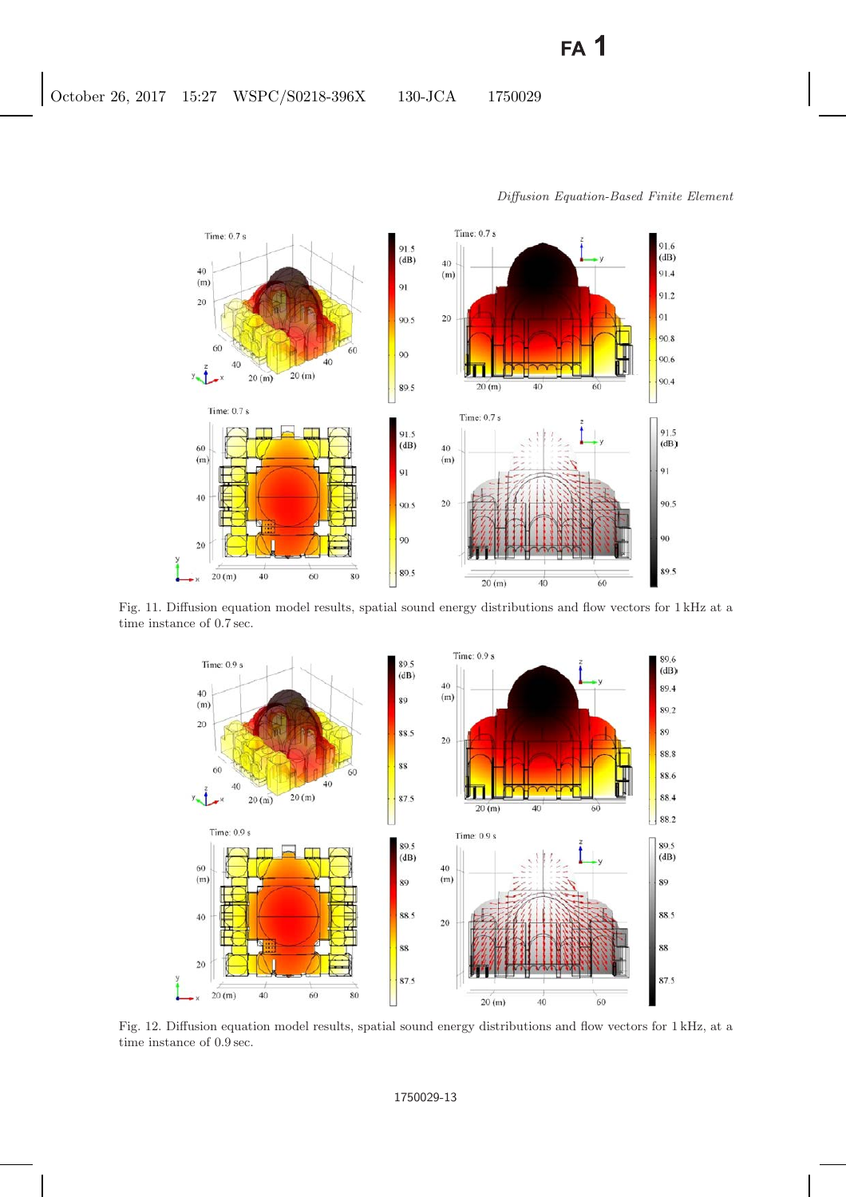Fig. 11. Diffusion equation model results, spatial sound energy distributions and flow vectors for 1 kHz at a time instance of 0.7 sec.

Fig. 12. Diffusion equation model results, spatial sound energy distributions and flow vectors for 1 kHz, at a time instance of 0.9 sec.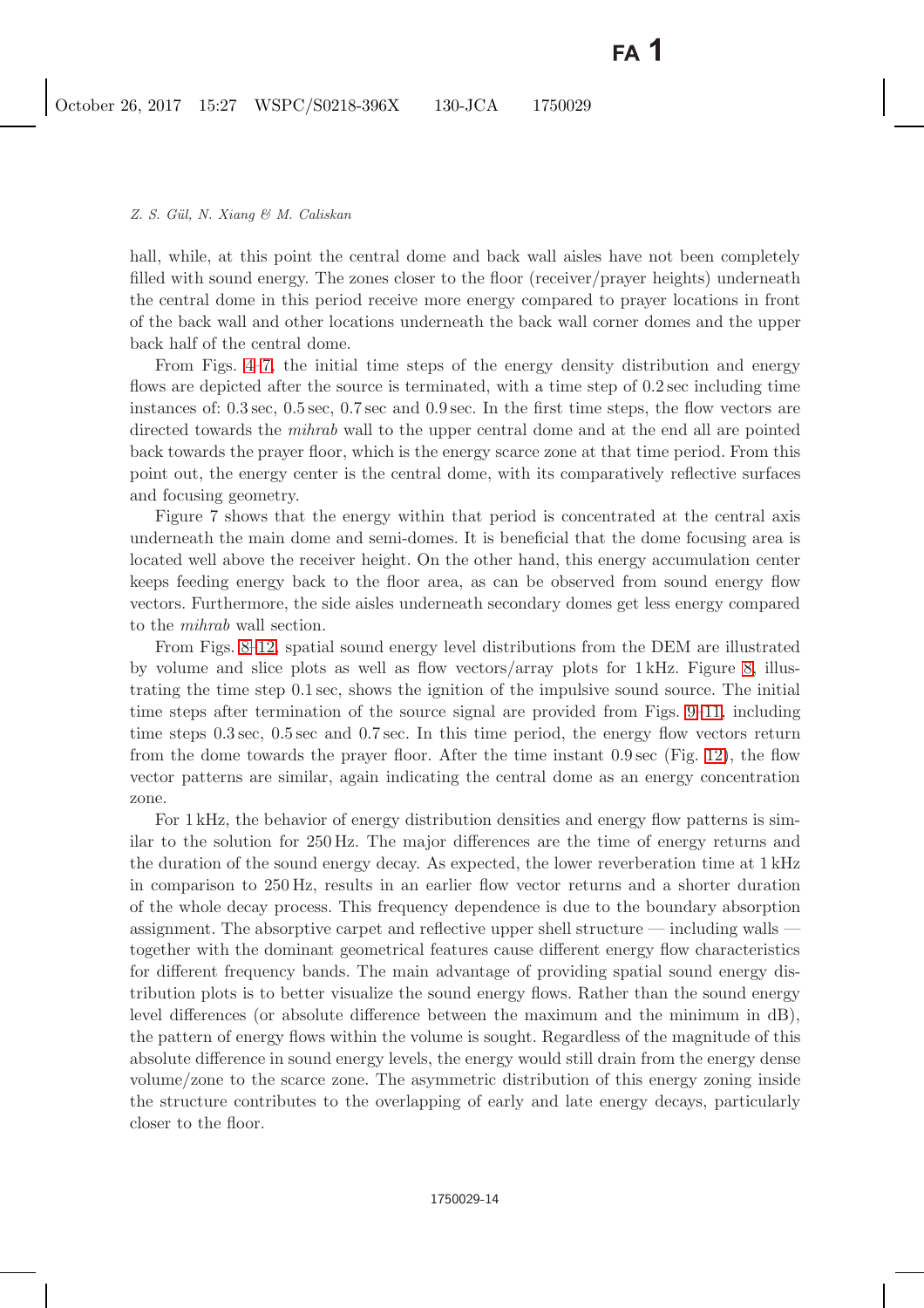hall, while, at this point the central dome and back wall aisles have not been completely filled with sound energy. The zones closer to the floor (receiver/prayer heights) underneath the central dome in this period receive more energy compared to prayer locations in front of the back wall and other locations underneath the back wall corner domes and the upper back half of the central dome.

From Figs. 4–7, the initial time steps of the energy density distribution and energy flows are depicted after the source is terminated, with a time step of 0.2 sec including time instances of: 0.3 sec, 0.5 sec, 0.7 sec and 0.9 sec. In the first time steps, the flow vectors are directed towards the *mihrab* wall to the upper central dome and at the end all are pointed back towards the prayer floor, which is the energy scarce zone at that time period. From this point out, the energy center is the central dome, with its comparatively reflective surfaces and focusing geometry.

Figure 7 shows that the energy within that period is concentrated at the central axis underneath the main dome and semi-domes. It is beneficial that the dome focusing area is located well above the receiver height. On the other hand, this energy accumulation center keeps feeding energy back to the floor area, as can be observed from sound energy flow vectors. Furthermore, the side aisles underneath secondary domes get less energy compared to the *mihrab* wall section.

From Figs. 8–12, spatial sound energy level distributions from the DEM are illustrated by volume and slice plots as well as flow vectors/array plots for 1 kHz. Figure 8, illustrating the time step 0.1 sec, shows the ignition of the impulsive sound source. The initial time steps after termination of the source signal are provided from Figs. 9–11, including time steps 0.3 sec, 0.5 sec and 0.7 sec. In this time period, the energy flow vectors return from the dome towards the prayer floor. After the time instant 0.9 sec (Fig. 12), the flow vector patterns are similar, again indicating the central dome as an energy concentration zone.

For 1 kHz, the behavior of energy distribution densities and energy flow patterns is similar to the solution for 250 Hz. The major differences are the time of energy returns and the duration of the sound energy decay. As expected, the lower reverberation time at 1 kHz in comparison to 250 Hz, results in an earlier flow vector returns and a shorter duration of the whole decay process. This frequency dependence is due to the boundary absorption assignment. The absorptive carpet and reflective upper shell structure — including walls — together with the dominant geometrical features cause different energy flow characteristics for different frequency bands. The main advantage of providing spatial sound energy distribution plots is to better visualize the sound energy flows. Rather than the sound energy level differences (or absolute difference between the maximum and the minimum in dB), the pattern of energy flows within the volume is sought. Regardless of the magnitude of this absolute difference in sound energy levels, the energy would still drain from the energy dense volume/zone to the scarce zone. The asymmetric distribution of this energy zoning inside the structure contributes to the overlapping of early and late energy decays, particularly closer to the floor.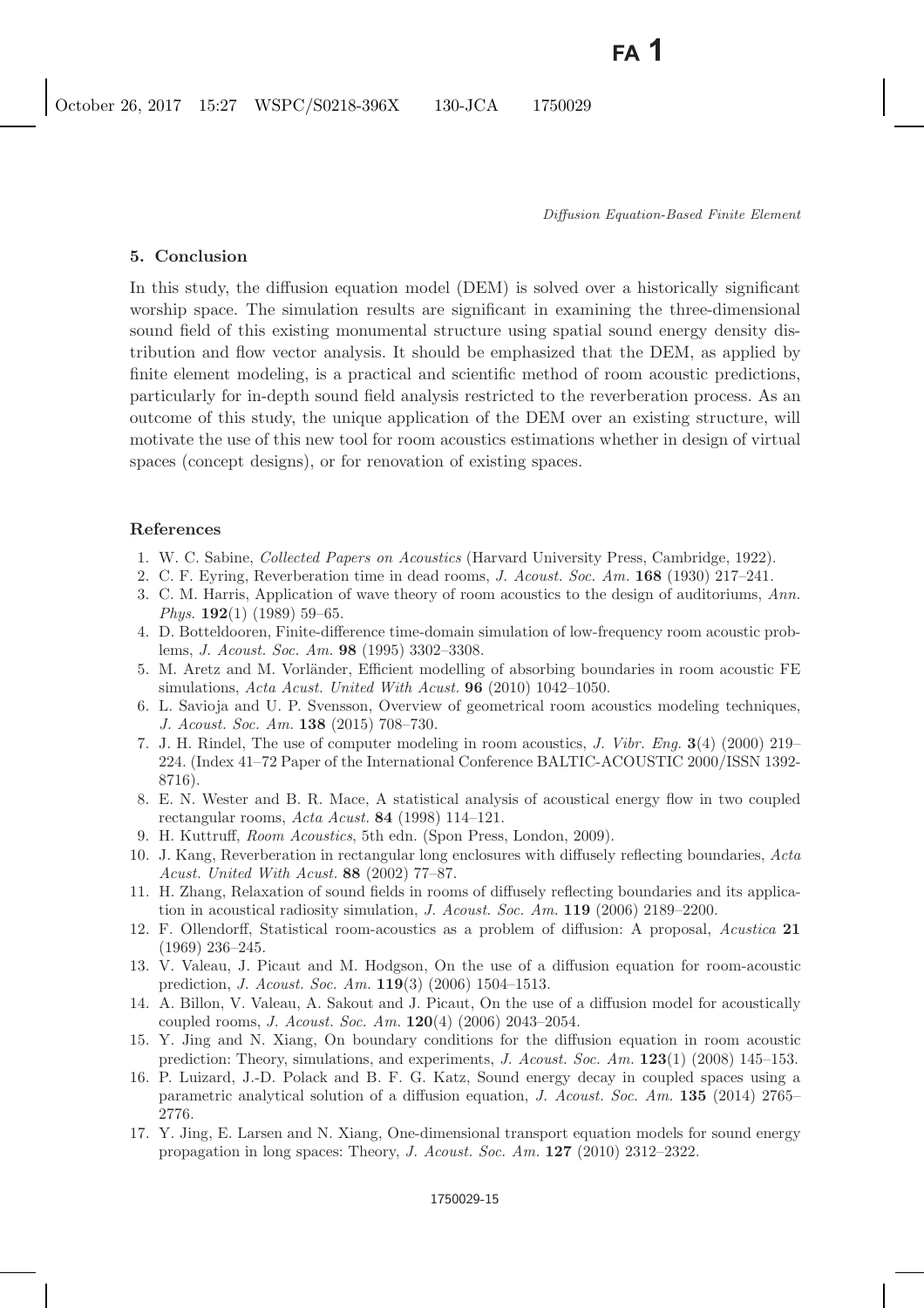## 5. Conclusion

In this study, the diffusion equation model (DEM) is solved over a historically significant worship space. The simulation results are significant in examining the three-dimensional sound field of this existing monumental structure using spatial sound energy density distribution and flow vector analysis. It should be emphasized that the DEM, as applied by finite element modeling, is a practical and scientific method of room acoustic predictions, particularly for in-depth sound field analysis restricted to the reverberation process. As an outcome of this study, the unique application of the DEM over an existing structure, will motivate the use of this new tool for room acoustics estimations whether in design of virtual spaces (concept designs), or for renovation of existing spaces.

## References

1. W. C. Sabine, *Collected Papers on Acoustics* (Harvard University Press, Cambridge, 1922).
2. C. F. Eyring, Reverberation time in dead rooms, *J. Acoust. Soc. Am.* **168** (1930) 217–241.
3. C. M. Harris, Application of wave theory of room acoustics to the design of auditoriums, *Ann. Phys.* **192**(1) (1989) 59–65.
4. D. Botteldooren, Finite-difference time-domain simulation of low-frequency room acoustic problems, *J. Acoust. Soc. Am.* **98** (1995) 3302–3308.
5. M. Aretz and M. Vorländer, Efficient modelling of absorbing boundaries in room acoustic FE simulations, *Acta Acust. United With Acust.* **96** (2010) 1042–1050.
6. L. Savioja and U. P. Svensson, Overview of geometrical room acoustics modeling techniques, *J. Acoust. Soc. Am.* **138** (2015) 708–730.
7. J. H. Rindel, The use of computer modeling in room acoustics, *J. Vibr. Eng.* **3**(4) (2000) 219–224. (Index 41–72 Paper of the International Conference BALTIC-ACOUSTIC 2000/ISSN 1392-8716).
8. E. N. Wester and B. R. Mace, A statistical analysis of acoustical energy flow in two coupled rectangular rooms, *Acta Acust.* **84** (1998) 114–121.
9. H. Kuttruff, *Room Acoustics*, 5th edn. (Spon Press, London, 2009).
10. J. Kang, Reverberation in rectangular long enclosures with diffusely reflecting boundaries, *Acta Acust. United With Acust.* **88** (2002) 77–87.
11. H. Zhang, Relaxation of sound fields in rooms of diffusely reflecting boundaries and its application in acoustical radiosity simulation, *J. Acoust. Soc. Am.* **119** (2006) 2189–2200.
12. F. Ollendorff, Statistical room-acoustics as a problem of diffusion: A proposal, *Acustica* **21** (1969) 236–245.
13. V. Valeau, J. Picaut and M. Hodgson, On the use of a diffusion equation for room-acoustic prediction, *J. Acoust. Soc. Am.* **119**(3) (2006) 1504–1513.
14. A. Billon, V. Valeau, A. Sakout and J. Picaut, On the use of a diffusion model for acoustically coupled rooms, *J. Acoust. Soc. Am.* **120**(4) (2006) 2043–2054.
15. Y. Jing and N. Xiang, On boundary conditions for the diffusion equation in room acoustic prediction: Theory, simulations, and experiments, *J. Acoust. Soc. Am.* **123**(1) (2008) 145–153.
16. P. Luizard, J.-D. Polack and B. F. G. Katz, Sound energy decay in coupled spaces using a parametric analytical solution of a diffusion equation, *J. Acoust. Soc. Am.* **135** (2014) 2765–2776.
17. Y. Jing, E. Larsen and N. Xiang, One-dimensional transport equation models for sound energy propagation in long spaces: Theory, *J. Acoust. Soc. Am.* **127** (2010) 2312–2322.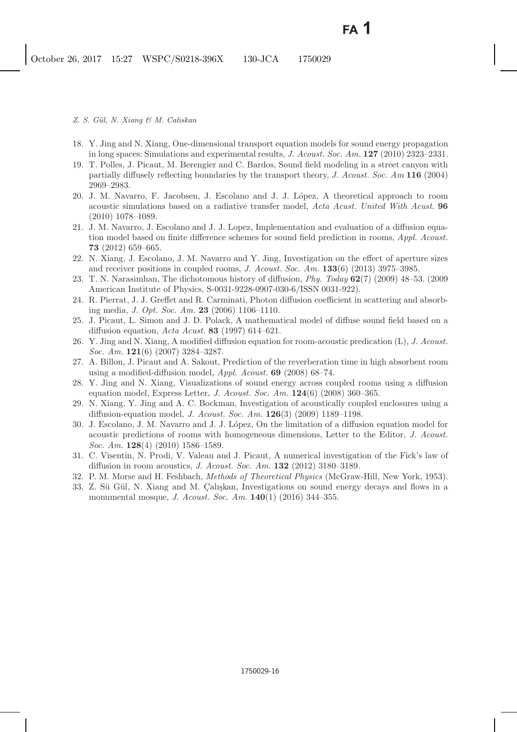18. Y. Jing and N. Xiang, One-dimensional transport equation models for sound energy propagation in long spaces: Simulations and experimental results, *J. Acoust. Soc. Am.* **127** (2010) 2323–2331.
19. T. Polles, J. Picaut, M. Berengier and C. Bardos, Sound field modeling in a street canyon with partially diffusely reflecting boundaries by the transport theory, *J. Acoust. Soc. Am* **116** (2004) 2969–2983.
20. J. M. Navarro, F. Jacobsen, J. Escolano and J. J. López, A theoretical approach to room acoustic simulations based on a radiative transfer model, *Acta Acust. United With Acust.* **96** (2010) 1078–1089.
21. J. M. Navarro, J. Escolano and J. J. Lopez, Implementation and evaluation of a diffusion equation model based on finite difference schemes for sound field prediction in rooms, *Appl. Acoust.* **73** (2012) 659–665.
22. N. Xiang, J. Escolano, J. M. Navarro and Y. Jing, Investigation on the effect of aperture sizes and receiver positions in coupled rooms, *J. Acoust. Soc. Am.* **133**(6) (2013) 3975–3985.
23. T. N. Narasimhan, The dichotomous history of diffusion, *Phy. Today* **62**(7) (2009) 48–53. (2009 American Institute of Physics, S-0031-9228-0907-030-6/ISSN 0031-922).
24. R. Pierrat, J. J. Greffet and R. Carminati, Photon diffusion coefficient in scattering and absorbing media, *J. Opt. Soc. Am.* **23** (2006) 1106–1110.
25. J. Picaut, L. Simon and J. D. Polack, A mathematical model of diffuse sound field based on a diffusion equation, *Acta Acust.* **83** (1997) 614–621.
26. Y. Jing and N. Xiang, A modified diffusion equation for room-acoustic predication (L), *J. Acoust. Soc. Am.* **121**(6) (2007) 3284–3287.
27. A. Billon, J. Picaut and A. Sakout, Prediction of the reverberation time in high absorbent room using a modified-diffusion model, *Appl. Acoust.* **69** (2008) 68–74.
28. Y. Jing and N. Xiang, Visualizations of sound energy across coupled rooms using a diffusion equation model, Express Letter, *J. Acoust. Soc. Am.* **124**(6) (2008) 360–365.
29. N. Xiang, Y. Jing and A. C. Bockman, Investigation of acoustically coupled enclosures using a diffusion-equation model, *J. Acoust. Soc. Am.* **126**(3) (2009) 1189–1198.
30. J. Escolano, J. M. Navarro and J. J. López, On the limitation of a diffusion equation model for acoustic predictions of rooms with homogeneous dimensions, Letter to the Editor, *J. Acoust. Soc. Am.* **128**(4) (2010) 1586–1589.
31. C. Visentin, N. Prodi, V. Valeau and J. Picaut, A numerical investigation of the Fick's law of diffusion in room acoustics, *J. Acoust. Soc. Am.* **132** (2012) 3180–3189.
32. P. M. Morse and H. Feshbach, *Methods of Theoretical Physics* (McGraw-Hill, New York, 1953).
33. Z. Sü Gül, N. Xiang and M. Çalışkan, Investigations on sound energy decays and flows in a monumental mosque, *J. Acoust. Soc. Am.* **140**(1) (2016) 344–355.